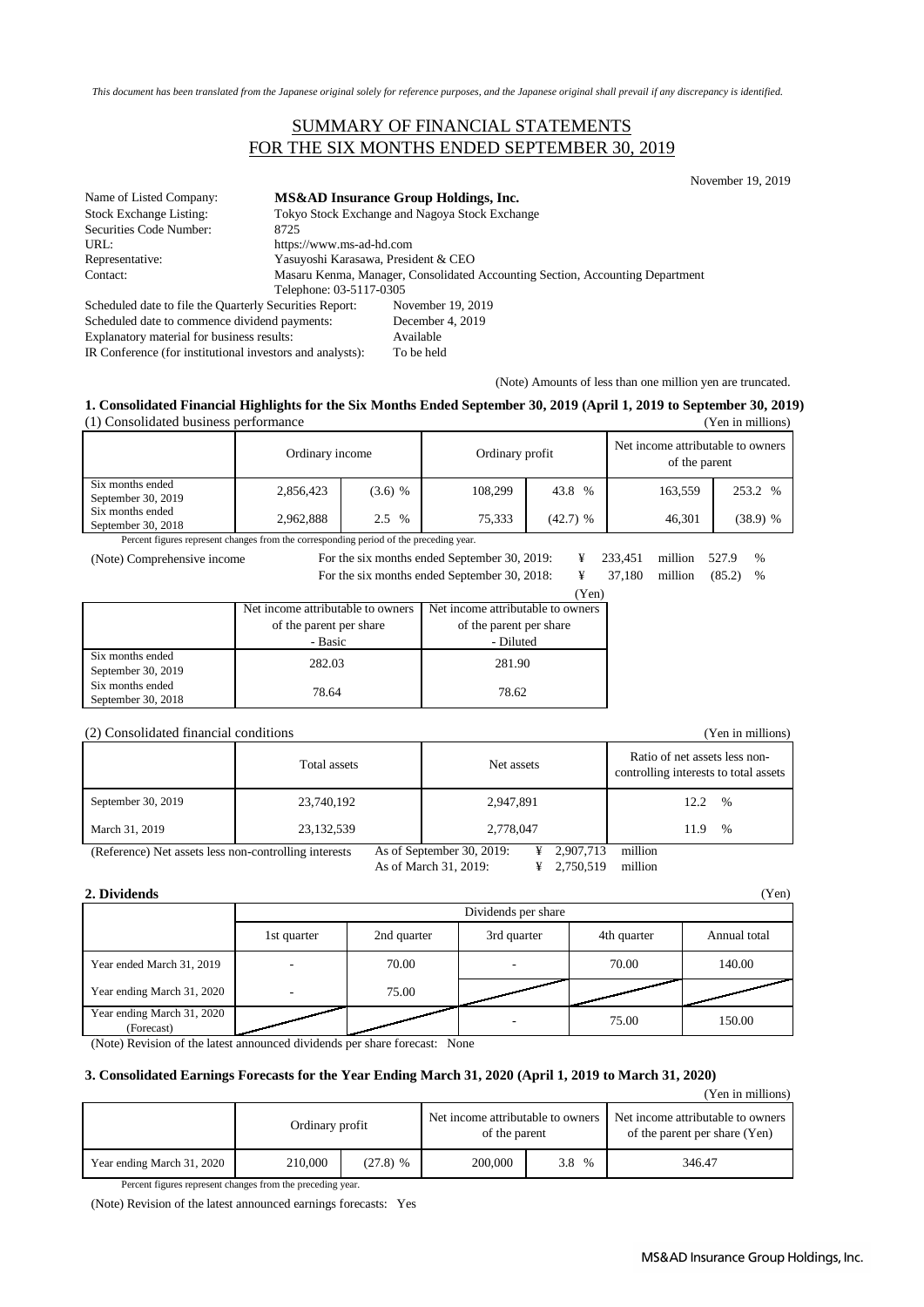*This document has been translated from the Japanese original solely for reference purposes, and the Japanese original shall prevail if any discrepancy is identified.*

# SUMMARY OF FINANCIAL STATEMENTS FOR THE SIX MONTHS ENDED SEPTEMBER 30, 2019

November 19, 2019

Name of Listed Company: **MS&AD Insurance Group Holdings, Inc.**
Stock Exchange Listing: Tokyo Stock Exchange and Nagoya Stock Exchange
Securities Code Number: 8725
URL: https://www.ms-ad-hd.com
Representative: Yasuyoshi Karasawa, President & CEO
Contact: Masaru Kenma, Manager, Consolidated Accounting Section, Accounting Department
Telephone: 03-5117-0305

Scheduled date to file the Quarterly Securities Report: November 19, 2019
Scheduled date to commence dividend payments: December 4, 2019
Explanatory material for business results: Available
IR Conference (for institutional investors and analysts): To be held

(Note) Amounts of less than one million yen are truncated.

## 1. Consolidated Financial Highlights for the Six Months Ended September 30, 2019 (April 1, 2019 to September 30, 2019)

(1) Consolidated business performance (Yen in millions)

| | Ordinary income | | Ordinary profit | | Net income attributable to owners of the parent | |
|---|---|---|---|---|---|---|
| Six months ended September 30, 2019 | 2,856,423 | (3.6) % | 108,299 | 43.8 % | 163,559 | 253.2 % |
| Six months ended September 30, 2018 | 2,962,888 | 2.5 % | 75,333 | (42.7) % | 46,301 | (38.9) % |

Percent figures represent changes from the corresponding period of the preceding year.

(Note) Comprehensive income
For the six months ended September 30, 2019: ¥ 233,451 million 527.9 %
For the six months ended September 30, 2018: ¥ 37,180 million (85.2) %

(Yen)

| | Net income attributable to owners of the parent per share - Basic | Net income attributable to owners of the parent per share - Diluted |
|---|---|---|
| Six months ended September 30, 2019 | 282.03 | 281.90 |
| Six months ended September 30, 2018 | 78.64 | 78.62 |

(2) Consolidated financial conditions (Yen in millions)

| | Total assets | Net assets | Ratio of net assets less non-controlling interests to total assets |
|---|---|---|---|
| September 30, 2019 | 23,740,192 | 2,947,891 | 12.2 % |
| March 31, 2019 | 23,132,539 | 2,778,047 | 11.9 % |

(Reference) Net assets less non-controlling interests
As of September 30, 2019: ¥ 2,907,713 million
As of March 31, 2019: ¥ 2,750,519 million

## 2. Dividends

(Yen)

| | Dividends per share | | | | |
|---|---|---|---|---|---|
| | 1st quarter | 2nd quarter | 3rd quarter | 4th quarter | Annual total |
| Year ended March 31, 2019 | - | 70.00 | - | 70.00 | 140.00 |
| Year ending March 31, 2020 | - | 75.00 | | | |
| Year ending March 31, 2020 (Forecast) | | | - | 75.00 | 150.00 |

(Note) Revision of the latest announced dividends per share forecast: None

## 3. Consolidated Earnings Forecasts for the Year Ending March 31, 2020 (April 1, 2019 to March 31, 2020)

(Yen in millions)

| | Ordinary profit | | Net income attributable to owners of the parent | | Net income attributable to owners of the parent per share (Yen) |
|---|---|---|---|---|---|
| Year ending March 31, 2020 | 210,000 | (27.8) % | 200,000 | 3.8 % | 346.47 |

Percent figures represent changes from the preceding year.

(Note) Revision of the latest announced earnings forecasts: Yes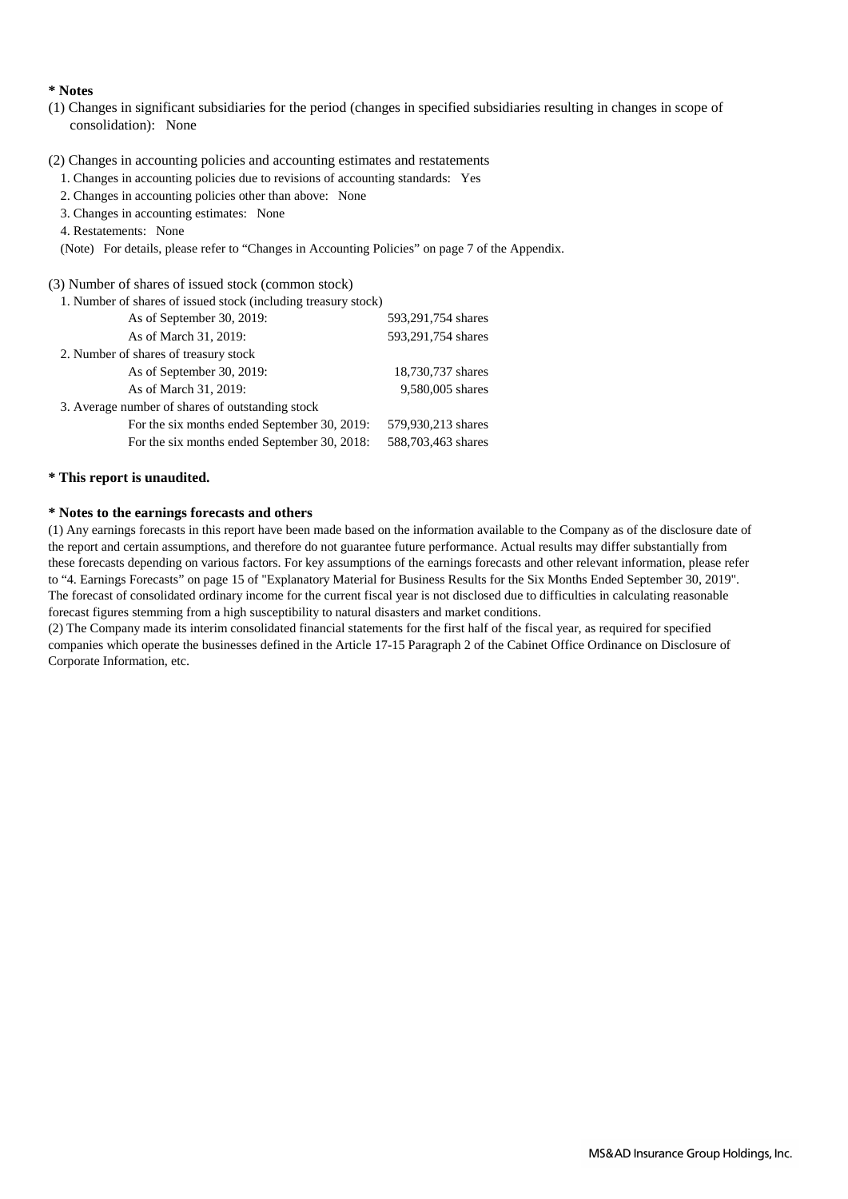**\* Notes**

(1) Changes in significant subsidiaries for the period (changes in specified subsidiaries resulting in changes in scope of consolidation): None

(2) Changes in accounting policies and accounting estimates and restatements

1. Changes in accounting policies due to revisions of accounting standards: Yes
2. Changes in accounting policies other than above: None
3. Changes in accounting estimates: None
4. Restatements: None

(Note) For details, please refer to “Changes in Accounting Policies” on page 7 of the Appendix.

(3) Number of shares of issued stock (common stock)

| | |
|---|---|
| 1. Number of shares of issued stock (including treasury stock) | |
| As of September 30, 2019: | 593,291,754 shares |
| As of March 31, 2019: | 593,291,754 shares |
| 2. Number of shares of treasury stock | |
| As of September 30, 2019: | 18,730,737 shares |
| As of March 31, 2019: | 9,580,005 shares |
| 3. Average number of shares of outstanding stock | |
| For the six months ended September 30, 2019: | 579,930,213 shares |
| For the six months ended September 30, 2018: | 588,703,463 shares |

**\* This report is unaudited.**

**\* Notes to the earnings forecasts and others**

(1) Any earnings forecasts in this report have been made based on the information available to the Company as of the disclosure date of the report and certain assumptions, and therefore do not guarantee future performance. Actual results may differ substantially from these forecasts depending on various factors. For key assumptions of the earnings forecasts and other relevant information, please refer to “4. Earnings Forecasts” on page 15 of "Explanatory Material for Business Results for the Six Months Ended September 30, 2019". The forecast of consolidated ordinary income for the current fiscal year is not disclosed due to difficulties in calculating reasonable forecast figures stemming from a high susceptibility to natural disasters and market conditions.

(2) The Company made its interim consolidated financial statements for the first half of the fiscal year, as required for specified companies which operate the businesses defined in the Article 17-15 Paragraph 2 of the Cabinet Office Ordinance on Disclosure of Corporate Information, etc.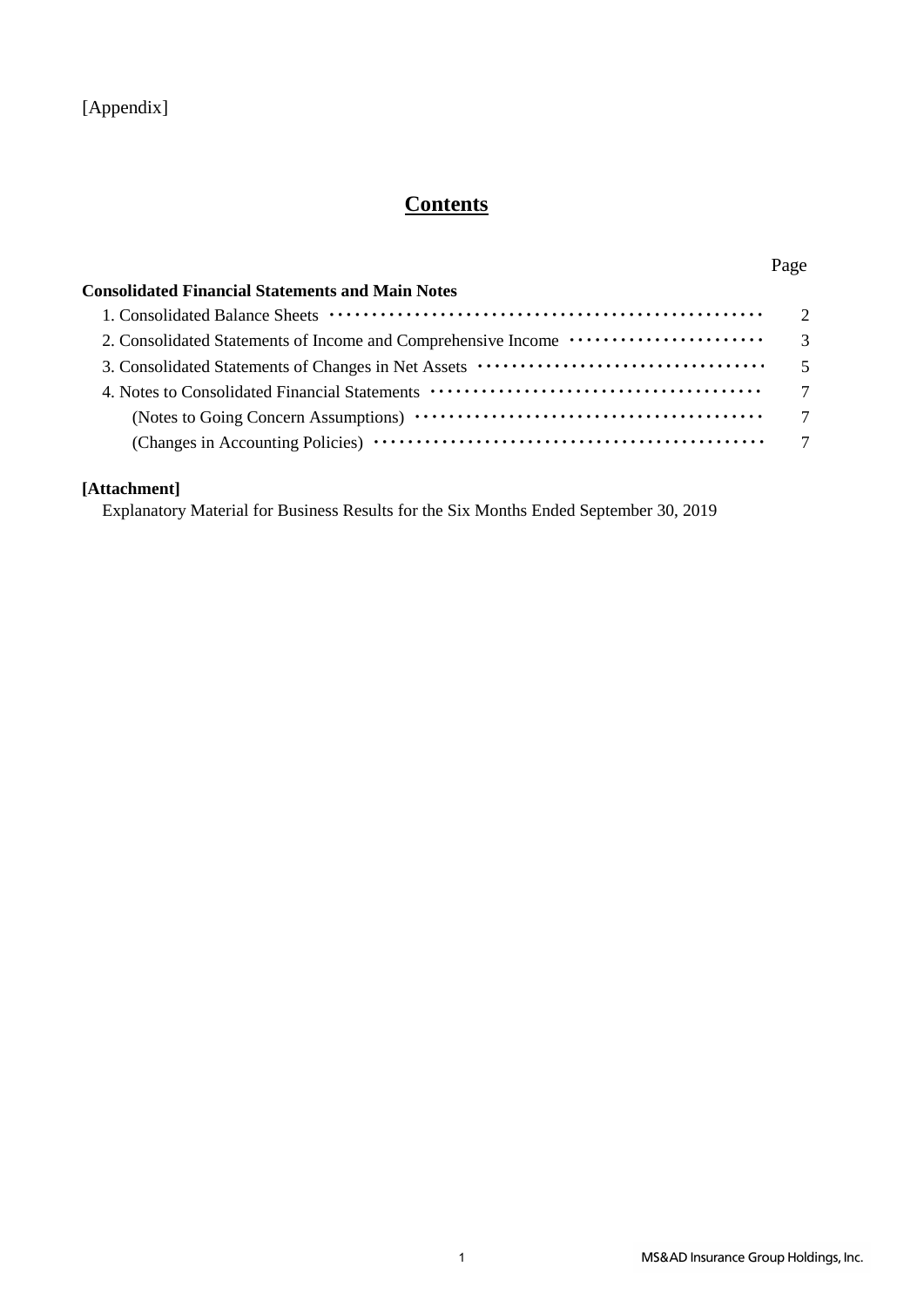[Appendix]

# Contents

| | Page |
|---|---|
| **Consolidated Financial Statements and Main Notes** | |
| 1. Consolidated Balance Sheets | 2 |
| 2. Consolidated Statements of Income and Comprehensive Income | 3 |
| 3. Consolidated Statements of Changes in Net Assets | 5 |
| 4. Notes to Consolidated Financial Statements | 7 |
| (Notes to Going Concern Assumptions) | 7 |
| (Changes in Accounting Policies) | 7 |

**[Attachment]**

Explanatory Material for Business Results for the Six Months Ended September 30, 2019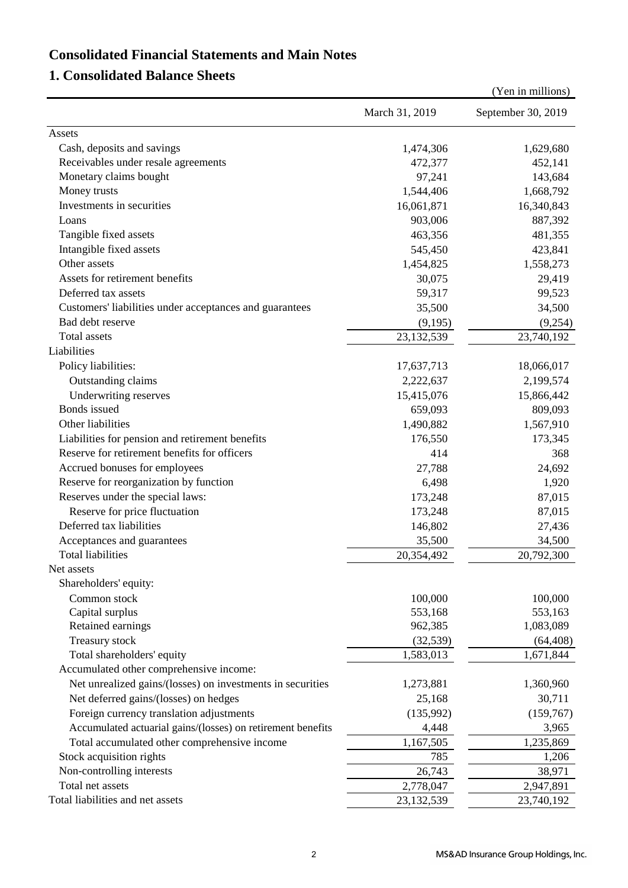# Consolidated Financial Statements and Main Notes

## 1. Consolidated Balance Sheets

(Yen in millions)

| | March 31, 2019 | September 30, 2019 |
|---|---|---|
| Assets | | |
| Cash, deposits and savings | 1,474,306 | 1,629,680 |
| Receivables under resale agreements | 472,377 | 452,141 |
| Monetary claims bought | 97,241 | 143,684 |
| Money trusts | 1,544,406 | 1,668,792 |
| Investments in securities | 16,061,871 | 16,340,843 |
| Loans | 903,006 | 887,392 |
| Tangible fixed assets | 463,356 | 481,355 |
| Intangible fixed assets | 545,450 | 423,841 |
| Other assets | 1,454,825 | 1,558,273 |
| Assets for retirement benefits | 30,075 | 29,419 |
| Deferred tax assets | 59,317 | 99,523 |
| Customers' liabilities under acceptances and guarantees | 35,500 | 34,500 |
| Bad debt reserve | (9,195) | (9,254) |
| Total assets | 23,132,539 | 23,740,192 |
| Liabilities | | |
| Policy liabilities: | 17,637,713 | 18,066,017 |
| Outstanding claims | 2,222,637 | 2,199,574 |
| Underwriting reserves | 15,415,076 | 15,866,442 |
| Bonds issued | 659,093 | 809,093 |
| Other liabilities | 1,490,882 | 1,567,910 |
| Liabilities for pension and retirement benefits | 176,550 | 173,345 |
| Reserve for retirement benefits for officers | 414 | 368 |
| Accrued bonuses for employees | 27,788 | 24,692 |
| Reserve for reorganization by function | 6,498 | 1,920 |
| Reserves under the special laws: | 173,248 | 87,015 |
| Reserve for price fluctuation | 173,248 | 87,015 |
| Deferred tax liabilities | 146,802 | 27,436 |
| Acceptances and guarantees | 35,500 | 34,500 |
| Total liabilities | 20,354,492 | 20,792,300 |
| Net assets | | |
| Shareholders' equity: | | |
| Common stock | 100,000 | 100,000 |
| Capital surplus | 553,168 | 553,163 |
| Retained earnings | 962,385 | 1,083,089 |
| Treasury stock | (32,539) | (64,408) |
| Total shareholders' equity | 1,583,013 | 1,671,844 |
| Accumulated other comprehensive income: | | |
| Net unrealized gains/(losses) on investments in securities | 1,273,881 | 1,360,960 |
| Net deferred gains/(losses) on hedges | 25,168 | 30,711 |
| Foreign currency translation adjustments | (135,992) | (159,767) |
| Accumulated actuarial gains/(losses) on retirement benefits | 4,448 | 3,965 |
| Total accumulated other comprehensive income | 1,167,505 | 1,235,869 |
| Stock acquisition rights | 785 | 1,206 |
| Non-controlling interests | 26,743 | 38,971 |
| Total net assets | 2,778,047 | 2,947,891 |
| Total liabilities and net assets | 23,132,539 | 23,740,192 |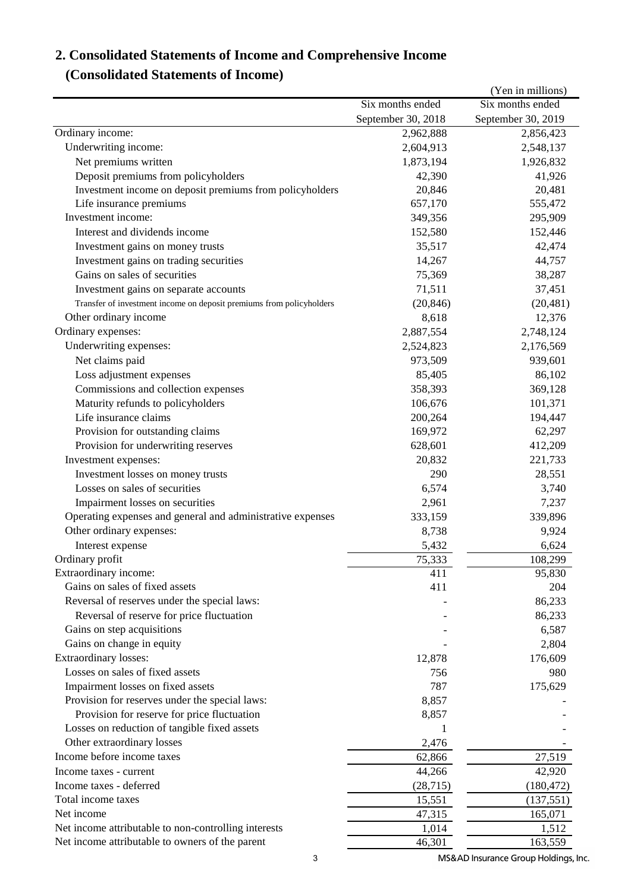## 2. Consolidated Statements of Income and Comprehensive Income

### (Consolidated Statements of Income)

(Yen in millions)

| | Six months ended September 30, 2018 | Six months ended September 30, 2019 |
|---|---|---|
| Ordinary income: | 2,962,888 | 2,856,423 |
| Underwriting income: | 2,604,913 | 2,548,137 |
| Net premiums written | 1,873,194 | 1,926,832 |
| Deposit premiums from policyholders | 42,390 | 41,926 |
| Investment income on deposit premiums from policyholders | 20,846 | 20,481 |
| Life insurance premiums | 657,170 | 555,472 |
| Investment income: | 349,356 | 295,909 |
| Interest and dividends income | 152,580 | 152,446 |
| Investment gains on money trusts | 35,517 | 42,474 |
| Investment gains on trading securities | 14,267 | 44,757 |
| Gains on sales of securities | 75,369 | 38,287 |
| Investment gains on separate accounts | 71,511 | 37,451 |
| Transfer of investment income on deposit premiums from policyholders | (20,846) | (20,481) |
| Other ordinary income | 8,618 | 12,376 |
| Ordinary expenses: | 2,887,554 | 2,748,124 |
| Underwriting expenses: | 2,524,823 | 2,176,569 |
| Net claims paid | 973,509 | 939,601 |
| Loss adjustment expenses | 85,405 | 86,102 |
| Commissions and collection expenses | 358,393 | 369,128 |
| Maturity refunds to policyholders | 106,676 | 101,371 |
| Life insurance claims | 200,264 | 194,447 |
| Provision for outstanding claims | 169,972 | 62,297 |
| Provision for underwriting reserves | 628,601 | 412,209 |
| Investment expenses: | 20,832 | 221,733 |
| Investment losses on money trusts | 290 | 28,551 |
| Losses on sales of securities | 6,574 | 3,740 |
| Impairment losses on securities | 2,961 | 7,237 |
| Operating expenses and general and administrative expenses | 333,159 | 339,896 |
| Other ordinary expenses: | 8,738 | 9,924 |
| Interest expense | 5,432 | 6,624 |
| Ordinary profit | 75,333 | 108,299 |
| Extraordinary income: | 411 | 95,830 |
| Gains on sales of fixed assets | 411 | 204 |
| Reversal of reserves under the special laws: | - | 86,233 |
| Reversal of reserve for price fluctuation | - | 86,233 |
| Gains on step acquisitions | - | 6,587 |
| Gains on change in equity | - | 2,804 |
| Extraordinary losses: | 12,878 | 176,609 |
| Losses on sales of fixed assets | 756 | 980 |
| Impairment losses on fixed assets | 787 | 175,629 |
| Provision for reserves under the special laws: | 8,857 | - |
| Provision for reserve for price fluctuation | 8,857 | - |
| Losses on reduction of tangible fixed assets | 1 | - |
| Other extraordinary losses | 2,476 | - |
| Income before income taxes | 62,866 | 27,519 |
| Income taxes - current | 44,266 | 42,920 |
| Income taxes - deferred | (28,715) | (180,472) |
| Total income taxes | 15,551 | (137,551) |
| Net income | 47,315 | 165,071 |
| Net income attributable to non-controlling interests | 1,014 | 1,512 |
| Net income attributable to owners of the parent | 46,301 | 163,559 |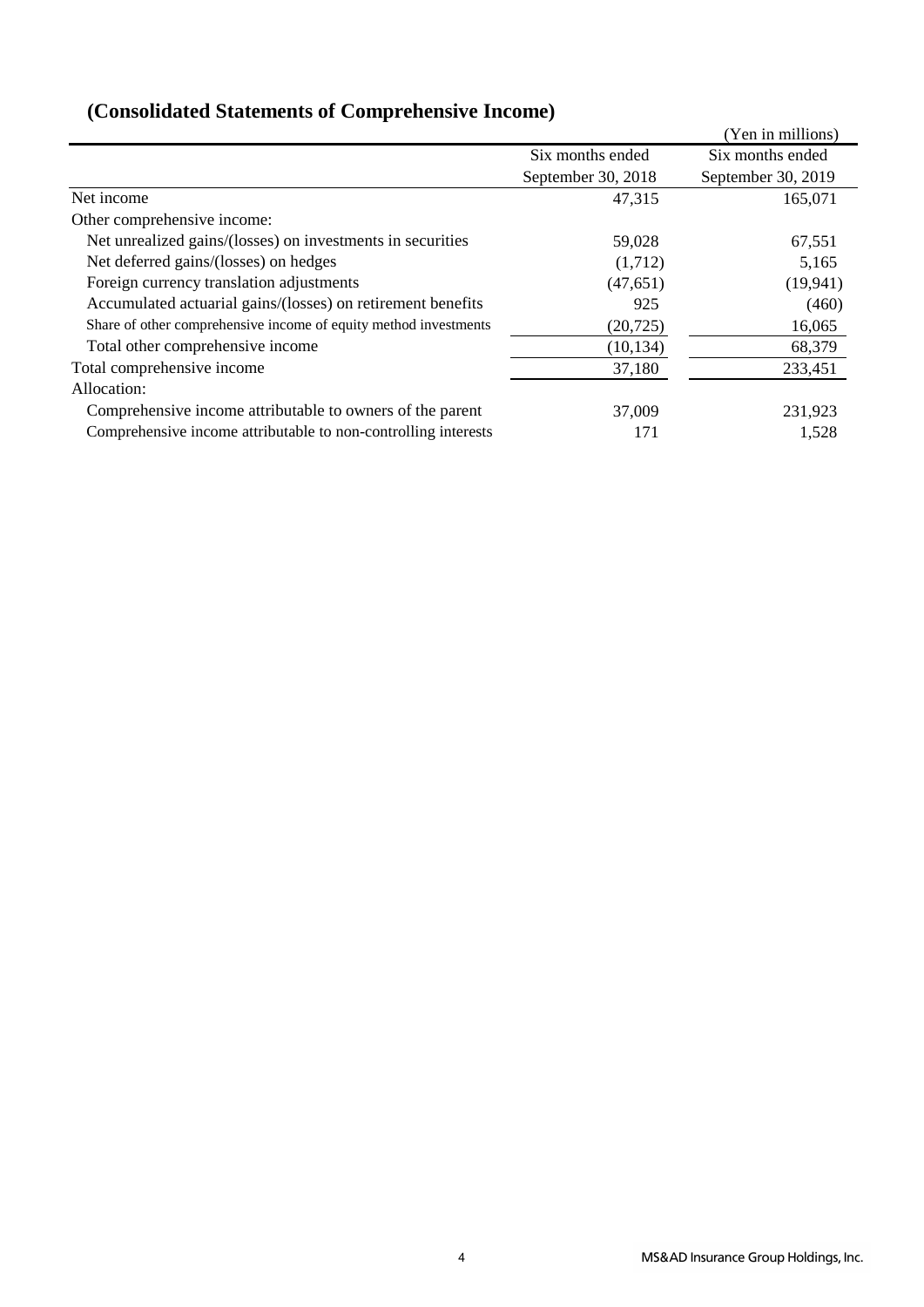## (Consolidated Statements of Comprehensive Income)

(Yen in millions)

| | Six months ended September 30, 2018 | Six months ended September 30, 2019 |
|---|---|---|
| Net income | 47,315 | 165,071 |
| Other comprehensive income: | | |
| Net unrealized gains/(losses) on investments in securities | 59,028 | 67,551 |
| Net deferred gains/(losses) on hedges | (1,712) | 5,165 |
| Foreign currency translation adjustments | (47,651) | (19,941) |
| Accumulated actuarial gains/(losses) on retirement benefits | 925 | (460) |
| Share of other comprehensive income of equity method investments | (20,725) | 16,065 |
| Total other comprehensive income | (10,134) | 68,379 |
| Total comprehensive income | 37,180 | 233,451 |
| Allocation: | | |
| Comprehensive income attributable to owners of the parent | 37,009 | 231,923 |
| Comprehensive income attributable to non-controlling interests | 171 | 1,528 |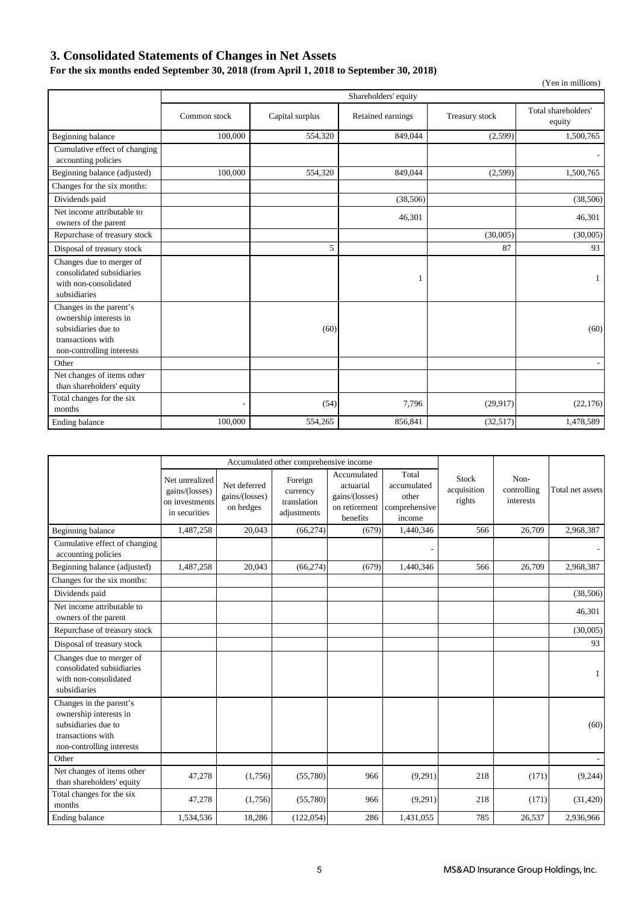## 3. Consolidated Statements of Changes in Net Assets

**For the six months ended September 30, 2018 (from April 1, 2018 to September 30, 2018)**

(Yen in millions)

| | Shareholders' equity | | | | |
|---|---|---|---|---|---|
| | Common stock | Capital surplus | Retained earnings | Treasury stock | Total shareholders' equity |
| Beginning balance | 100,000 | 554,320 | 849,044 | (2,599) | 1,500,765 |
| Cumulative effect of changing accounting policies | | | | | - |
| Beginning balance (adjusted) | 100,000 | 554,320 | 849,044 | (2,599) | 1,500,765 |
| Changes for the six months: | | | | | |
| Dividends paid | | | (38,506) | | (38,506) |
| Net income attributable to owners of the parent | | | 46,301 | | 46,301 |
| Repurchase of treasury stock | | | | (30,005) | (30,005) |
| Disposal of treasury stock | | 5 | | 87 | 93 |
| Changes due to merger of consolidated subsidiaries with non-consolidated subsidiaries | | | 1 | | 1 |
| Changes in the parent's ownership interests in subsidiaries due to transactions with non-controlling interests | | (60) | | | (60) |
| Other | | | | | - |
| Net changes of items other than shareholders' equity | | | | | |
| Total changes for the six months | - | (54) | 7,796 | (29,917) | (22,176) |
| Ending balance | 100,000 | 554,265 | 856,841 | (32,517) | 1,478,589 |

| | Accumulated other comprehensive income | | | | | Stock acquisition rights | Non-controlling interests | Total net assets |
|---|---|---|---|---|---|---|---|---|
| | Net unrealized gains/(losses) on investments in securities | Net deferred gains/(losses) on hedges | Foreign currency translation adjustments | Accumulated actuarial gains/(losses) on retirement benefits | Total accumulated other comprehensive income | | | |
| Beginning balance | 1,487,258 | 20,043 | (66,274) | (679) | 1,440,346 | 566 | 26,709 | 2,968,387 |
| Cumulative effect of changing accounting policies | | | | | - | | | - |
| Beginning balance (adjusted) | 1,487,258 | 20,043 | (66,274) | (679) | 1,440,346 | 566 | 26,709 | 2,968,387 |
| Changes for the six months: | | | | | | | | |
| Dividends paid | | | | | | | | (38,506) |
| Net income attributable to owners of the parent | | | | | | | | 46,301 |
| Repurchase of treasury stock | | | | | | | | (30,005) |
| Disposal of treasury stock | | | | | | | | 93 |
| Changes due to merger of consolidated subsidiaries with non-consolidated subsidiaries | | | | | | | | 1 |
| Changes in the parent's ownership interests in subsidiaries due to transactions with non-controlling interests | | | | | | | | (60) |
| Other | | | | | | | | - |
| Net changes of items other than shareholders' equity | 47,278 | (1,756) | (55,780) | 966 | (9,291) | 218 | (171) | (9,244) |
| Total changes for the six months | 47,278 | (1,756) | (55,780) | 966 | (9,291) | 218 | (171) | (31,420) |
| Ending balance | 1,534,536 | 18,286 | (122,054) | 286 | 1,431,055 | 785 | 26,537 | 2,936,966 |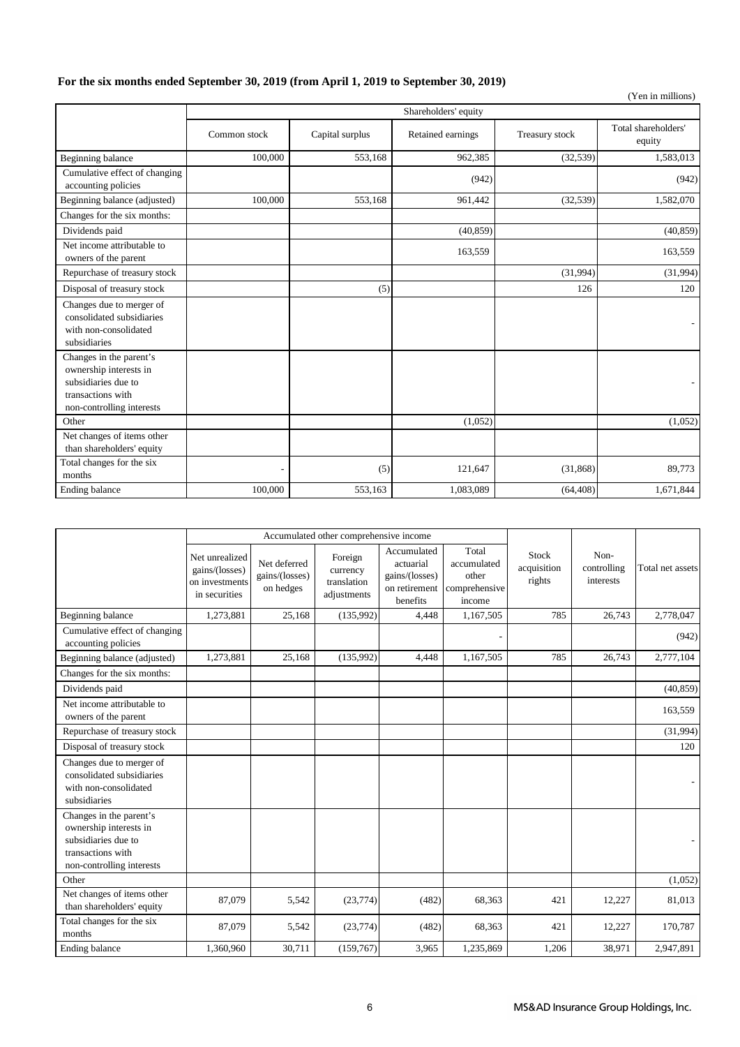**For the six months ended September 30, 2019 (from April 1, 2019 to September 30, 2019)**

(Yen in millions)

| | Shareholders' equity | | | | |
|---|---|---|---|---|---|
| | Common stock | Capital surplus | Retained earnings | Treasury stock | Total shareholders' equity |
| Beginning balance | 100,000 | 553,168 | 962,385 | (32,539) | 1,583,013 |
| Cumulative effect of changing accounting policies | | | (942) | | (942) |
| Beginning balance (adjusted) | 100,000 | 553,168 | 961,442 | (32,539) | 1,582,070 |
| Changes for the six months: | | | | | |
| Dividends paid | | | (40,859) | | (40,859) |
| Net income attributable to owners of the parent | | | 163,559 | | 163,559 |
| Repurchase of treasury stock | | | | (31,994) | (31,994) |
| Disposal of treasury stock | | (5) | | 126 | 120 |
| Changes due to merger of consolidated subsidiaries with non-consolidated subsidiaries | | | | | - |
| Changes in the parent's ownership interests in subsidiaries due to transactions with non-controlling interests | | | | | - |
| Other | | | (1,052) | | (1,052) |
| Net changes of items other than shareholders' equity | | | | | |
| Total changes for the six months | - | (5) | 121,647 | (31,868) | 89,773 |
| Ending balance | 100,000 | 553,163 | 1,083,089 | (64,408) | 1,671,844 |

| | Accumulated other comprehensive income | | | | | Stock acquisition rights | Non-controlling interests | Total net assets |
|---|---|---|---|---|---|---|---|---|
| | Net unrealized gains/(losses) on investments in securities | Net deferred gains/(losses) on hedges | Foreign currency translation adjustments | Accumulated actuarial gains/(losses) on retirement benefits | Total accumulated other comprehensive income | | | |
| Beginning balance | 1,273,881 | 25,168 | (135,992) | 4,448 | 1,167,505 | 785 | 26,743 | 2,778,047 |
| Cumulative effect of changing accounting policies | | | | | - | | | (942) |
| Beginning balance (adjusted) | 1,273,881 | 25,168 | (135,992) | 4,448 | 1,167,505 | 785 | 26,743 | 2,777,104 |
| Changes for the six months: | | | | | | | | |
| Dividends paid | | | | | | | | (40,859) |
| Net income attributable to owners of the parent | | | | | | | | 163,559 |
| Repurchase of treasury stock | | | | | | | | (31,994) |
| Disposal of treasury stock | | | | | | | | 120 |
| Changes due to merger of consolidated subsidiaries with non-consolidated subsidiaries | | | | | | | | - |
| Changes in the parent's ownership interests in subsidiaries due to transactions with non-controlling interests | | | | | | | | - |
| Other | | | | | | | | (1,052) |
| Net changes of items other than shareholders' equity | 87,079 | 5,542 | (23,774) | (482) | 68,363 | 421 | 12,227 | 81,013 |
| Total changes for the six months | 87,079 | 5,542 | (23,774) | (482) | 68,363 | 421 | 12,227 | 170,787 |
| Ending balance | 1,360,960 | 30,711 | (159,767) | 3,965 | 1,235,869 | 1,206 | 38,971 | 2,947,891 |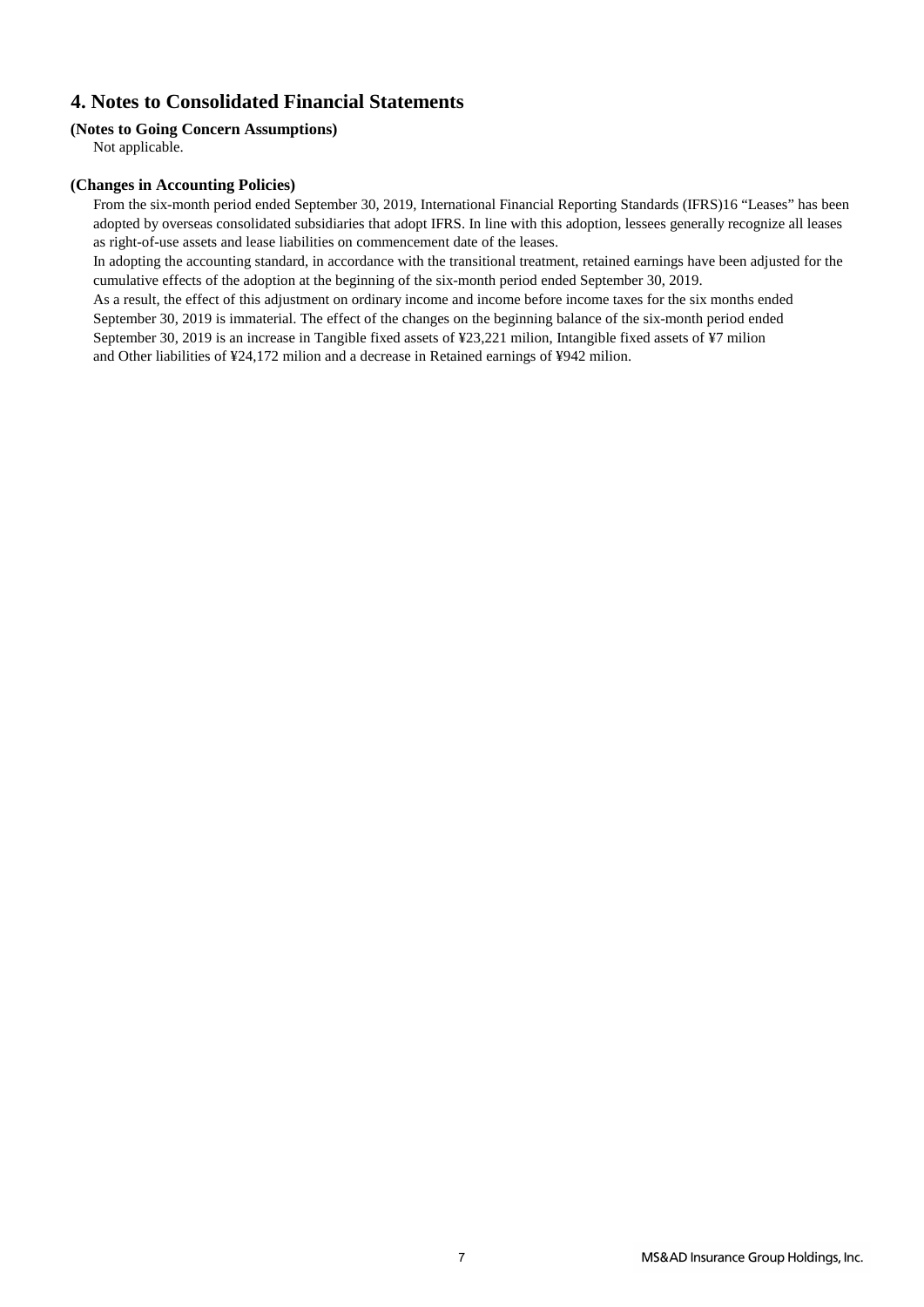## 4. Notes to Consolidated Financial Statements

**(Notes to Going Concern Assumptions)**

Not applicable.

**(Changes in Accounting Policies)**

From the six-month period ended September 30, 2019, International Financial Reporting Standards (IFRS)16 "Leases" has been adopted by overseas consolidated subsidiaries that adopt IFRS. In line with this adoption, lessees generally recognize all leases as right-of-use assets and lease liabilities on commencement date of the leases.

In adopting the accounting standard, in accordance with the transitional treatment, retained earnings have been adjusted for the cumulative effects of the adoption at the beginning of the six-month period ended September 30, 2019.

As a result, the effect of this adjustment on ordinary income and income before income taxes for the six months ended September 30, 2019 is immaterial. The effect of the changes on the beginning balance of the six-month period ended September 30, 2019 is an increase in Tangible fixed assets of ¥23,221 milion, Intangible fixed assets of ¥7 milion and Other liabilities of ¥24,172 milion and a decrease in Retained earnings of ¥942 milion.